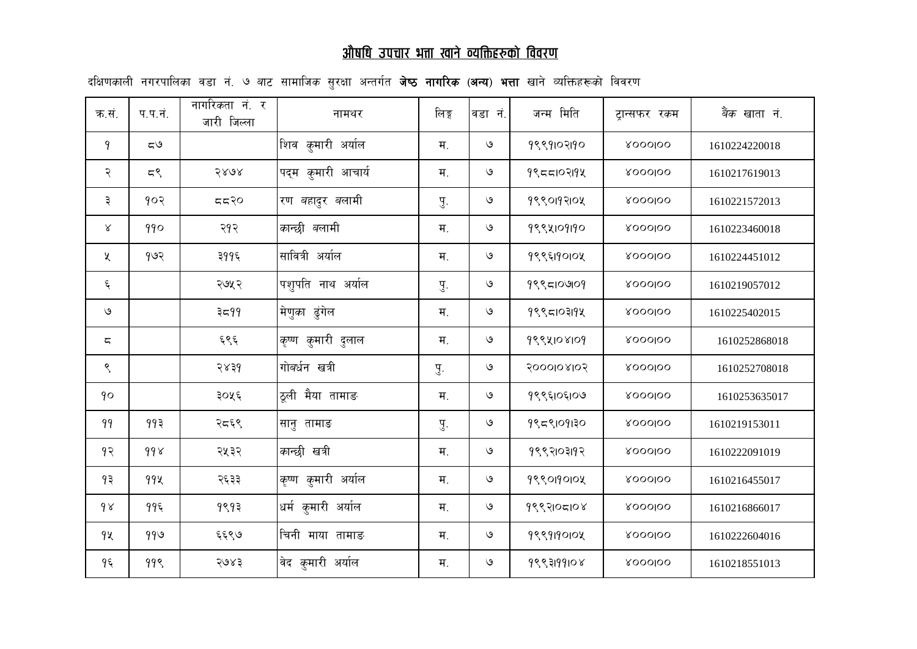# औषधि उपचार भत्ता खाने व्यक्तिहरुको विवरण

दक्षिणकाली नगरपालिका वडा नं. ७ बाट सामाजिक सुरक्षा अन्तर्गत **जेष्ठ नागरिक (अन्य) भत्ता** खाने व्यक्तिहरूको विवरण

| क्र.सं. | प.प.नं. | नागरिकता नं. र जारी जिल्ला | नामथर | लिङ्ग | वडा नं. | जन्म मिति | ट्रान्सफर रकम | बैंक खाता नं. |
|---|---|---|---|---|---|---|---|---|
| १ | ८७ | | शिव कुमारी अर्याल | म. | ७ | १९९१।०२।१० | ४०००।०० | 1610224220018 |
| २ | ८९ | २४७४ | पद्म कुमारी आचार्य | म. | ७ | १९८८।०२।१५ | ४०००।०० | 1610217619013 |
| ३ | १०२ | ८८२० | रण बहादुर बलामी | पु. | ७ | १९९०।१२।०५ | ४०००।०० | 1610221572013 |
| ४ | ११० | २१२ | कान्छी बलामी | म. | ७ | १९९५।०१।१० | ४०००।०० | 1610223460018 |
| ५ | १७२ | ३११६ | सावित्री अर्याल | म. | ७ | १९९६।१०।०५ | ४०००।०० | 1610224451012 |
| ६ | | २७५२ | पशुपति नाथ अर्याल | पु. | ७ | १९९८।०७।०१ | ४०००।०० | 1610219057012 |
| ७ | | ३८११ | मेणुका ढुंगेल | म. | ७ | १९९८।०३।१५ | ४०००।०० | 1610225402015 |
| ८ | | ६९६ | कृष्ण कुमारी दुलाल | म. | ७ | १९९५।०४।०१ | ४०००।०० | 1610252868018 |
| ९ | | २४३१ | गोबर्धन खत्री | पु. | ७ | २०००।०४।०२ | ४०००।०० | 1610252708018 |
| १० | | ३०५६ | ठूली मैया तामाङ | म. | ७ | १९९६।०६।०७ | ४०००।०० | 1610253635017 |
| ११ | ११३ | २८६९ | सानु तामाङ | पु. | ७ | १९८९।०१।३० | ४०००।०० | 1610219153011 |
| १२ | ११४ | २५३२ | कान्छी खत्री | म. | ७ | १९९२।०३।१२ | ४०००।०० | 1610222091019 |
| १३ | ११५ | २६३३ | कृष्ण कुमारी अर्याल | म. | ७ | १९९०।१०।०५ | ४०००।०० | 1610216455017 |
| १४ | ११६ | १९१३ | धर्म कुमारी अर्याल | म. | ७ | १९९२।०८।०४ | ४०००।०० | 1610216866017 |
| १५ | ११७ | ६६९७ | चिनी माया तामाङ | म. | ७ | १९९१।१०।०५ | ४०००।०० | 1610222604016 |
| १६ | ११९ | २७४३ | वेद कुमारी अर्याल | म. | ७ | १९९३।११।०४ | ४०००।०० | 1610218551013 |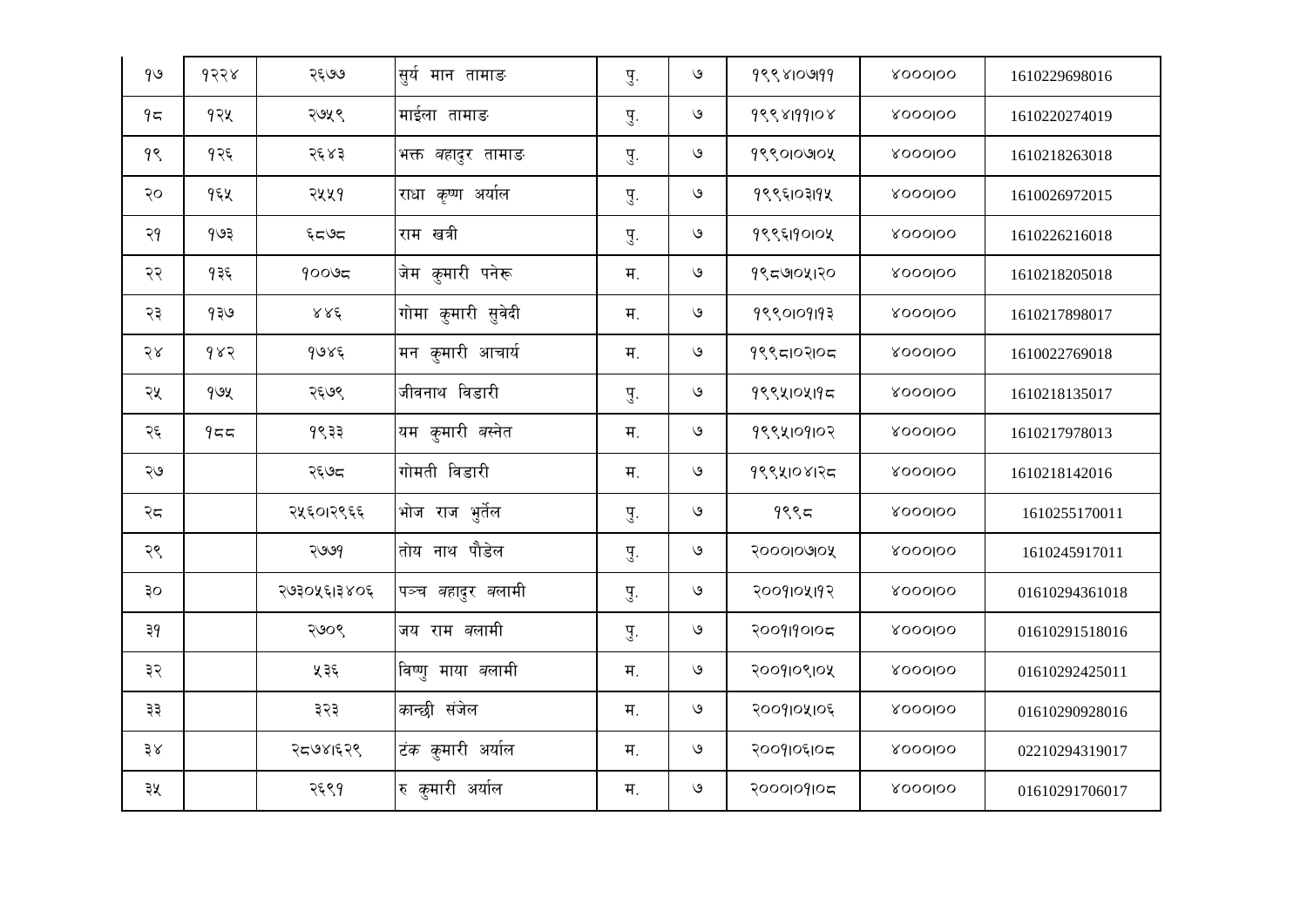| १७ | १२२४ | २६७७ | सुर्य मान तामाङ | पु. | ७ | १९९४।०७।११ | ४०००।०० | 1610229698016 |
|---|---|---|---|---|---|---|---|---|
| १८ | १२५ | २७५९ | माईला तामाङ | पु. | ७ | १९९४।११।०४ | ४०००।०० | 1610220274019 |
| १९ | १२६ | २६४३ | भक्त बहादुर तामाङ | पु. | ७ | १९९०।०७।०५ | ४०००।०० | 1610218263018 |
| २० | १६५ | २५५१ | राधा कृष्ण अर्याल | पु. | ७ | १९९६।०३।१५ | ४०००।०० | 1610026972015 |
| २१ | १७३ | ६८७८ | राम खत्री | पु. | ७ | १९९६।१०।०५ | ४०००।०० | 1610226216018 |
| २२ | १३६ | १००७८ | जेम कुमारी पनेरू | म. | ७ | १९८७।०५।२० | ४०००।०० | 1610218205018 |
| २३ | १३७ | ४४६ | गोमा कुमारी सुवेदी | म. | ७ | १९९०।०१।१३ | ४०००।०० | 1610217898017 |
| २४ | १४२ | १७४६ | मन कुमारी आचार्य | म. | ७ | १९९८।०२।०८ | ४०००।०० | 1610022769018 |
| २५ | १७५ | २६७९ | जीवनाथ विडारी | पु. | ७ | १९९५।०५।१८ | ४०००।०० | 1610218135017 |
| २६ | १८८ | १९३३ | यम कुमारी बस्नेत | म. | ७ | १९९५।०१।०२ | ४०००।०० | 1610217978013 |
| २७ | | २६७८ | गोमती विडारी | म. | ७ | १९९५।०४।२८ | ४०००।०० | 1610218142016 |
| २८ | | २५६०।२९६६ | भोज राज भुर्तेल | पु. | ७ | १९९८ | ४०००।०० | 1610255170011 |
| २९ | | २७७१ | तोय नाथ पौडेल | पु. | ७ | २०००।०७।०५ | ४०००।०० | 1610245917011 |
| ३० | | २७३०५६।३४०६ | पञ्च बहादुर बलामी | पु. | ७ | २००१।०५।१२ | ४०००।०० | 01610294361018 |
| ३१ | | २७०९ | जय राम बलामी | पु. | ७ | २००१।१०।०८ | ४०००।०० | 01610291518016 |
| ३२ | | ५३६ | विष्णु माया बलामी | म. | ७ | २००१।०९।०५ | ४०००।०० | 01610292425011 |
| ३३ | | ३२३ | कान्छी संजेल | म. | ७ | २००१।०५।०६ | ४०००।०० | 01610290928016 |
| ३४ | | २८७४।६२९ | टंक कुमारी अर्याल | म. | ७ | २००१।०६।०८ | ४०००।०० | 02210294319017 |
| ३५ | | २६९१ | रु कुमारी अर्याल | म. | ७ | २०००।०१।०८ | ४०००।०० | 01610291706017 |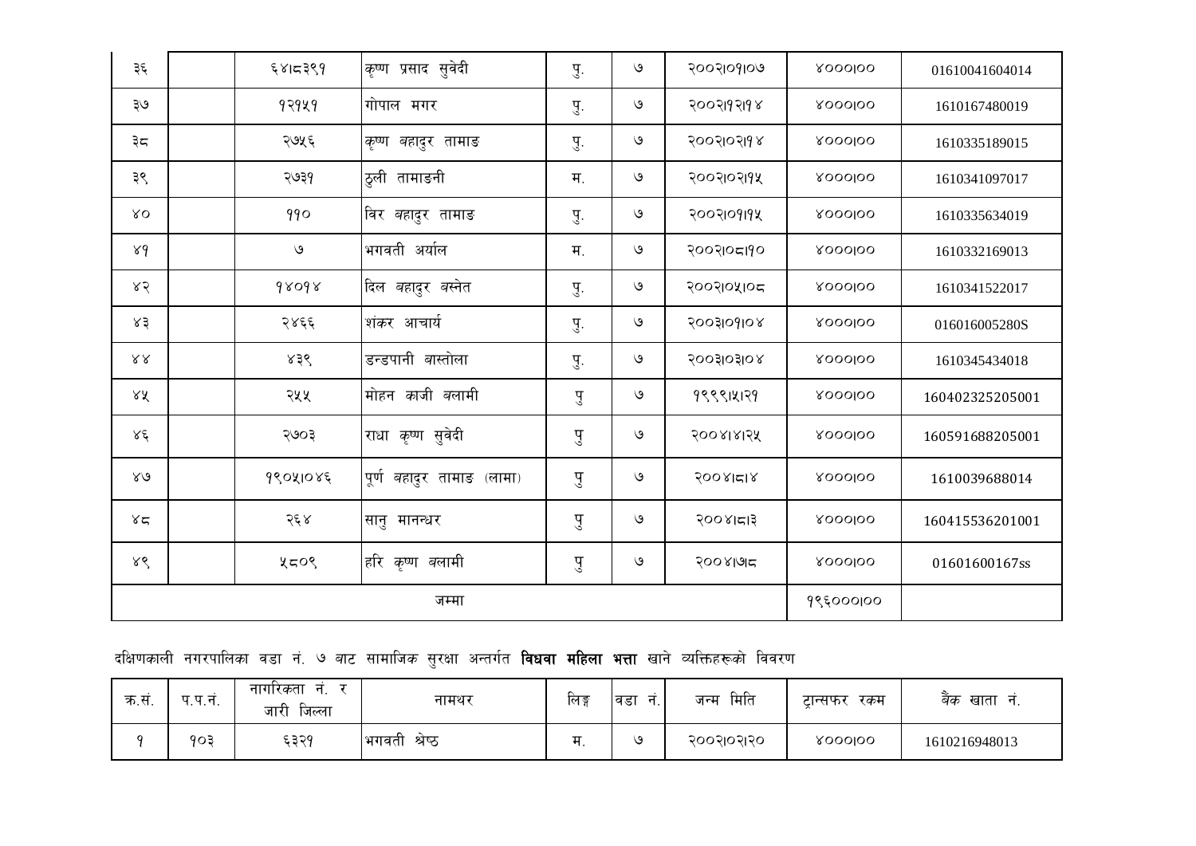| | | | | | | | | |
|---|---|---|---|---|---|---|---|---|
| ३६ | | ६४।८३९१ | कृष्ण प्रसाद सुवेदी | पु. | ७ | २००२।०१।०७ | ४०००।०० | 01610041604014 |
| ३७ | | १२१५१ | गोपाल मगर | पु. | ७ | २००२।१२।१४ | ४०००।०० | 1610167480019 |
| ३८ | | २७५६ | कृष्ण बहादुर तामाङ | पु. | ७ | २००२।०२।१४ | ४०००।०० | 1610335189015 |
| ३९ | | २७३१ | ठुली तामाङनी | म. | ७ | २००२।०२।१५ | ४०००।०० | 1610341097017 |
| ४० | | ११० | विर बहादुर तामाङ | पु. | ७ | २००२।०१।१५ | ४०००।०० | 1610335634019 |
| ४१ | | ७ | भगवती अर्याल | म. | ७ | २००२।०८।१० | ४०००।०० | 1610332169013 |
| ४२ | | १४०१४ | दिल बहादुर बस्नेत | पु. | ७ | २००२।०५।०८ | ४०००।०० | 1610341522017 |
| ४३ | | २४६६ | शंकर आचार्य | पु. | ७ | २००३।०१।०४ | ४०००।०० | 016016005280S |
| ४४ | | ४३९ | डन्डपानी बास्तोला | पु. | ७ | २००३।०३।०४ | ४०००।०० | 1610345434018 |
| ४५ | | २५५ | मोहन काजी बलामी | पु | ७ | १९९९।५।२१ | ४०००।०० | 160402325205001 |
| ४६ | | २७०३ | राधा कृष्ण सुवेदी | पु | ७ | २००४।४।२५ | ४०००।०० | 160591688205001 |
| ४७ | | १९०५।०४६ | पूर्ण बहादुर तामाङ (लामा) | पु | ७ | २००४।८।४ | ४०००।०० | 1610039688014 |
| ४८ | | २६४ | सानु मानन्धर | पु | ७ | २००४।८।३ | ४०००।०० | 160415536201001 |
| ४९ | | ५८०९ | हरि कृष्ण बलामी | पु | ७ | २००४।७८ | ४०००।०० | 01601600167ss |
| जम्मा | | | | | | | १९६०००।०० | |

दक्षिणकाली नगरपालिका वडा नं. ७ बाट सामाजिक सुरक्षा अन्तर्गत **विधवा महिला भत्ता** खाने व्यक्तिहरूको विवरण

| क.सं. | प.प.नं. | नागरिकता नं. र जारी जिल्ला | नामथर | लिङ्ग | वडा नं. | जन्म मिति | ट्रान्सफर रकम | बैंक खाता नं. |
|---|---|---|---|---|---|---|---|---|
| १ | १०३ | ६३२१ | भगवती श्रेष्ठ | म. | ७ | २००२।०२।२० | ४०००।०० | 1610216948013 |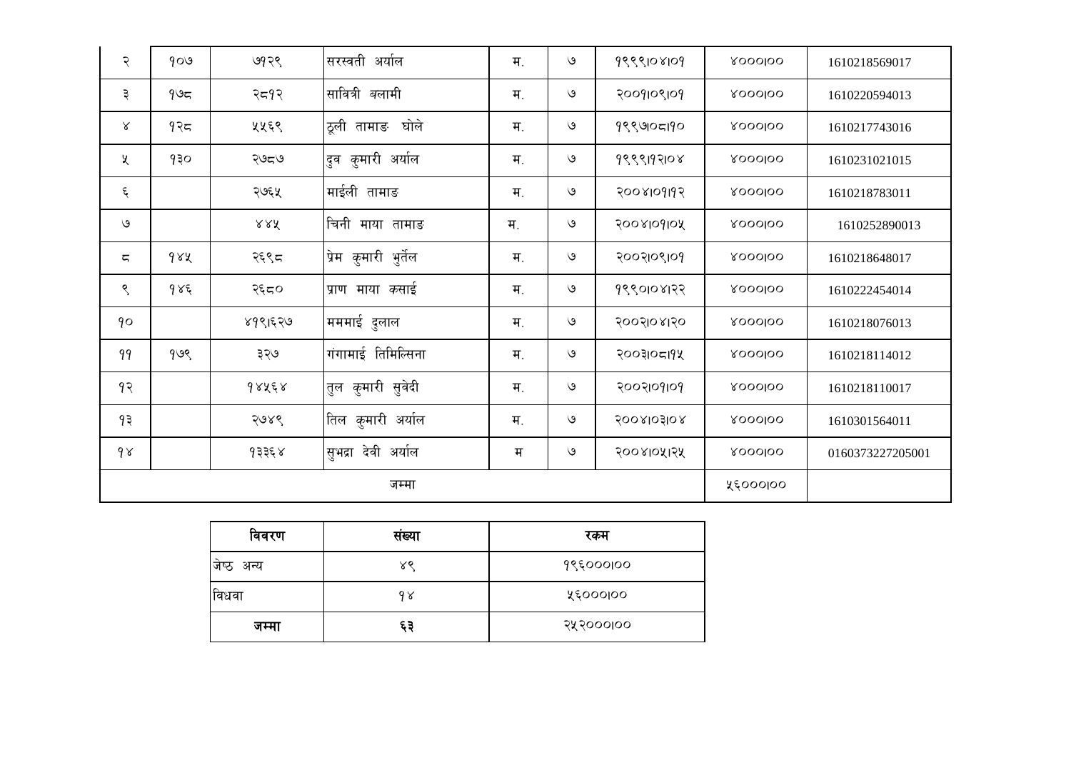| | | | | | | | | |
|---|---|---|---|---|---|---|---|---|
| २ | १०७ | ७१२९ | सरस्वती अर्याल | म. | ७ | १९९९।०४।०१ | ४०००।०० | 1610218569017 |
| ३ | १७८ | २८१२ | सावित्री बलामी | म. | ७ | २००१।०९।०१ | ४०००।०० | 1610220594013 |
| ४ | १२८ | ५५६९ | ठूली तामाङ घोले | म. | ७ | १९९७।०८।१० | ४०००।०० | 1610217743016 |
| ५ | १३० | २७८७ | दुव कुमारी अर्याल | म. | ७ | १९९९।१२।०४ | ४०००।०० | 1610231021015 |
| ६ | | २७६५ | माईली तामाङ | म. | ७ | २००४।०१।१२ | ४०००।०० | 1610218783011 |
| ७ | | ४४५ | चिनी माया तामाङ | म. | ७ | २००४।०१।०५ | ४०००।०० | 1610252890013 |
| ८ | १४५ | २६९८ | प्रेम कुमारी भुर्तेल | म. | ७ | २००२।०९।०१ | ४०००।०० | 1610218648017 |
| ९ | १४६ | २६८० | प्राण माया कसाई | म. | ७ | १९९०।०४।२२ | ४०००।०० | 1610222454014 |
| १० | | ४१९।६२७ | मममाई दुलाल | म. | ७ | २००२।०४।२० | ४०००।०० | 1610218076013 |
| ११ | १७९ | ३२७ | गंगामाई तिमिल्सिना | म. | ७ | २००३।०८।१५ | ४०००।०० | 1610218114012 |
| १२ | | १४५६४ | तुल कुमारी सुवेदी | म. | ७ | २००२।०१।०१ | ४०००।०० | 1610218110017 |
| १३ | | २७४९ | तिल कुमारी अर्याल | म. | ७ | २००४।०३।०४ | ४०००।०० | 1610301564011 |
| १४ | | १३३६४ | सुभद्रा देवी अर्याल | म | ७ | २००४।०५।२५ | ४०००।०० | 0160373227205001 |
| जम्मा | | | | | | | ५६०००।०० | |

| **विवरण** | **संख्या** | **रकम** |
|---|---|---|
| जेष्ठ अन्य | ४९ | १९६०००।०० |
| विधवा | १४ | ५६०००।०० |
| **जम्मा** | **६३** | २५२०००।०० |